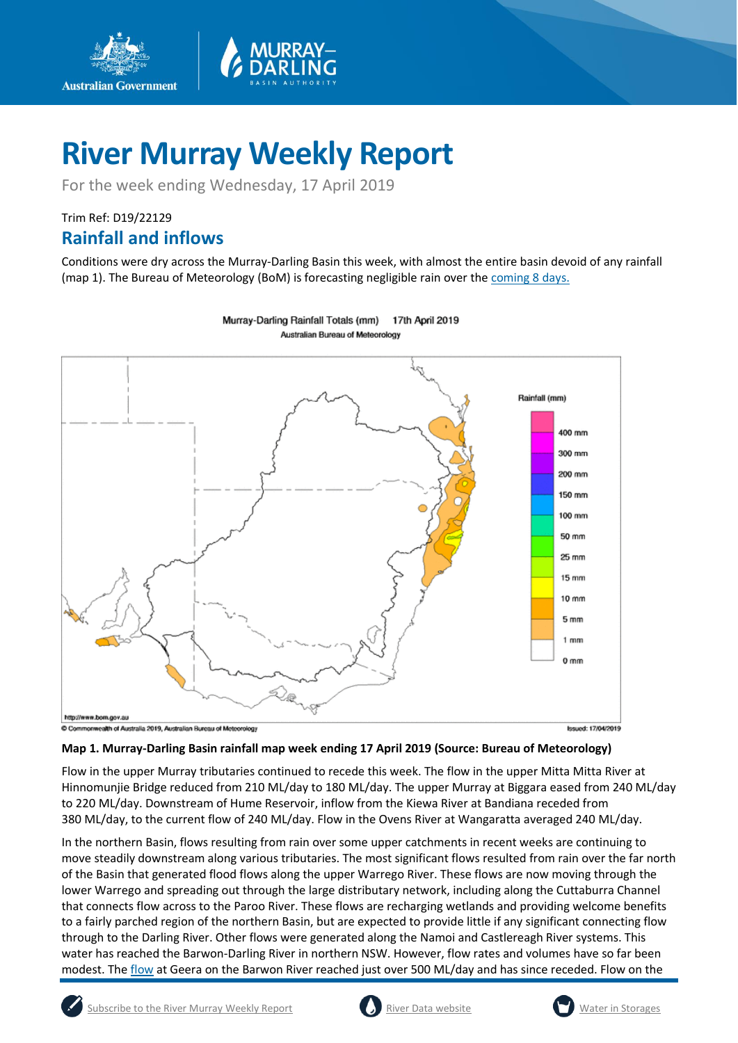# River Murray Weekly Report

For the week ending Wednesday, 17 April 2019

Trim Ref: D19/22129

## Rainfall and inflows

Conditions were dry across the Murray-Darling Basin this week, with almost the entire basin devoid of any rainfall (map 1). The Bureau of Meteorology (BoM) is forecasting negligible rain over the coming 8 days.

**Map 1. Murray-Darling Basin rainfall map week ending 17 April 2019 (Source: Bureau of Meteorology)**

Flow in the upper Murray tributaries continued to recede this week. The flow in the upper Mitta Mitta River at Hinnomunjie Bridge reduced from 210 ML/day to 180 ML/day. The upper Murray at Biggara eased from 240 ML/day to 220 ML/day. Downstream of Hume Reservoir, inflow from the Kiewa River at Bandiana receded from 380 ML/day, to the current flow of 240 ML/day. Flow in the Ovens River at Wangaratta averaged 240 ML/day.

In the northern Basin, flows resulting from rain over some upper catchments in recent weeks are continuing to move steadily downstream along various tributaries. The most significant flows resulted from rain over the far north of the Basin that generated flood flows along the upper Warrego River. These flows are now moving through the lower Warrego and spreading out through the large distributary network, including along the Cuttaburra Channel that connects flow across to the Paroo River. These flows are recharging wetlands and providing welcome benefits to a fairly parched region of the northern Basin, but are expected to provide little if any significant connecting flow through to the Darling River. Other flows were generated along the Namoi and Castlereagh River systems. This water has reached the Barwon-Darling River in northern NSW. However, flow rates and volumes have so far been modest. The flow at Geera on the Barwon River reached just over 500 ML/day and has since receded. Flow on the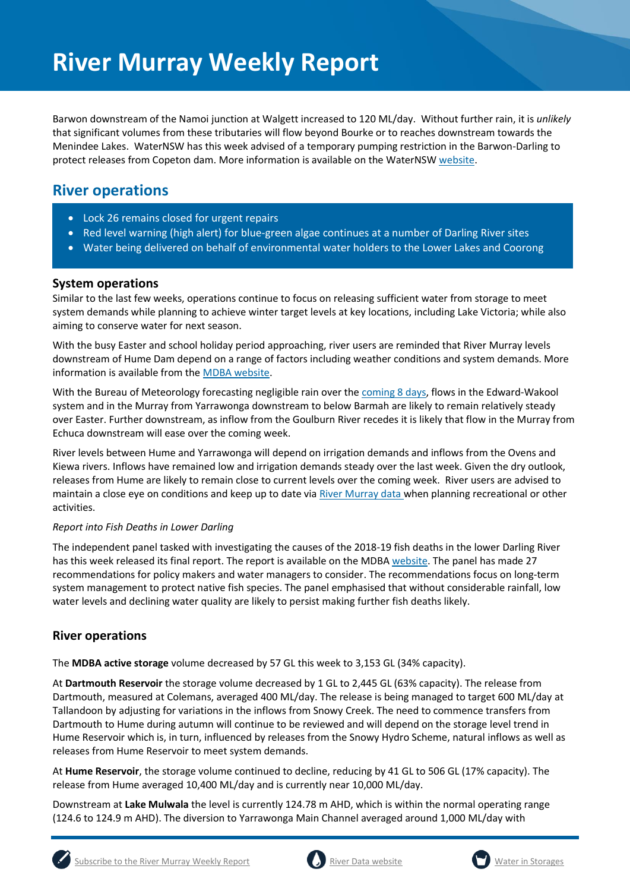Barwon downstream of the Namoi junction at Walgett increased to 120 ML/day. Without further rain, it is *unlikely* that significant volumes from these tributaries will flow beyond Bourke or to reaches downstream towards the Menindee Lakes. WaterNSW has this week advised of a temporary pumping restriction in the Barwon-Darling to protect releases from Copeton dam. More information is available on the WaterNSW website.

## River operations

- Lock 26 remains closed for urgent repairs
- Red level warning (high alert) for blue-green algae continues at a number of Darling River sites
- Water being delivered on behalf of environmental water holders to the Lower Lakes and Coorong

### System operations

Similar to the last few weeks, operations continue to focus on releasing sufficient water from storage to meet system demands while planning to achieve winter target levels at key locations, including Lake Victoria; while also aiming to conserve water for next season.

With the busy Easter and school holiday period approaching, river users are reminded that River Murray levels downstream of Hume Dam depend on a range of factors including weather conditions and system demands. More information is available from the MDBA website.

With the Bureau of Meteorology forecasting negligible rain over the coming 8 days, flows in the Edward-Wakool system and in the Murray from Yarrawonga downstream to below Barmah are likely to remain relatively steady over Easter. Further downstream, as inflow from the Goulburn River recedes it is likely that flow in the Murray from Echuca downstream will ease over the coming week.

River levels between Hume and Yarrawonga will depend on irrigation demands and inflows from the Ovens and Kiewa rivers. Inflows have remained low and irrigation demands steady over the last week. Given the dry outlook, releases from Hume are likely to remain close to current levels over the coming week. River users are advised to maintain a close eye on conditions and keep up to date via River Murray data when planning recreational or other activities.

*Report into Fish Deaths in Lower Darling*

The independent panel tasked with investigating the causes of the 2018-19 fish deaths in the lower Darling River has this week released its final report. The report is available on the MDBA website. The panel has made 27 recommendations for policy makers and water managers to consider. The recommendations focus on long-term system management to protect native fish species. The panel emphasised that without considerable rainfall, low water levels and declining water quality are likely to persist making further fish deaths likely.

### River operations

The **MDBA active storage** volume decreased by 57 GL this week to 3,153 GL (34% capacity).

At **Dartmouth Reservoir** the storage volume decreased by 1 GL to 2,445 GL (63% capacity). The release from Dartmouth, measured at Colemans, averaged 400 ML/day. The release is being managed to target 600 ML/day at Tallandoon by adjusting for variations in the inflows from Snowy Creek. The need to commence transfers from Dartmouth to Hume during autumn will continue to be reviewed and will depend on the storage level trend in Hume Reservoir which is, in turn, influenced by releases from the Snowy Hydro Scheme, natural inflows as well as releases from Hume Reservoir to meet system demands.

At **Hume Reservoir**, the storage volume continued to decline, reducing by 41 GL to 506 GL (17% capacity). The release from Hume averaged 10,400 ML/day and is currently near 10,000 ML/day.

Downstream at **Lake Mulwala** the level is currently 124.78 m AHD, which is within the normal operating range (124.6 to 124.9 m AHD). The diversion to Yarrawonga Main Channel averaged around 1,000 ML/day with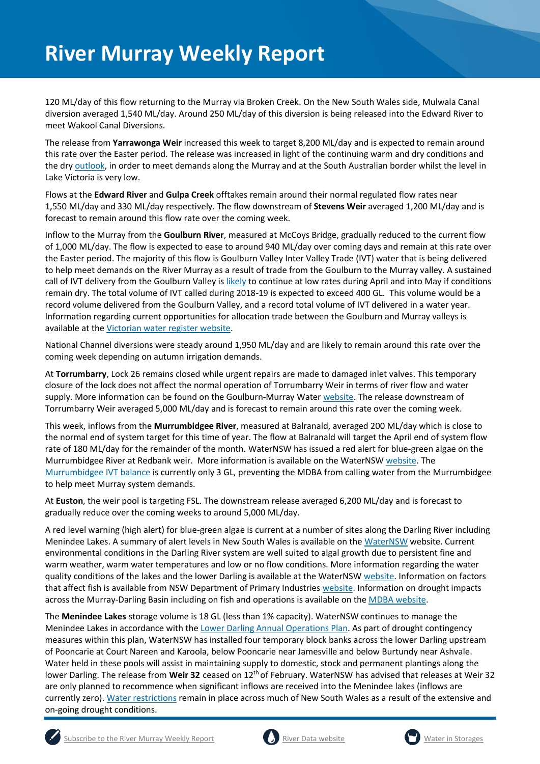120 ML/day of this flow returning to the Murray via Broken Creek. On the New South Wales side, Mulwala Canal diversion averaged 1,540 ML/day. Around 250 ML/day of this diversion is being released into the Edward River to meet Wakool Canal Diversions.

The release from **Yarrawonga Weir** increased this week to target 8,200 ML/day and is expected to remain around this rate over the Easter period. The release was increased in light of the continuing warm and dry conditions and the dry outlook, in order to meet demands along the Murray and at the South Australian border whilst the level in Lake Victoria is very low.

Flows at the **Edward River** and **Gulpa Creek** offtakes remain around their normal regulated flow rates near 1,550 ML/day and 330 ML/day respectively. The flow downstream of **Stevens Weir** averaged 1,200 ML/day and is forecast to remain around this flow rate over the coming week.

Inflow to the Murray from the **Goulburn River**, measured at McCoys Bridge, gradually reduced to the current flow of 1,000 ML/day. The flow is expected to ease to around 940 ML/day over coming days and remain at this rate over the Easter period. The majority of this flow is Goulburn Valley Inter Valley Trade (IVT) water that is being delivered to help meet demands on the River Murray as a result of trade from the Goulburn to the Murray valley. A sustained call of IVT delivery from the Goulburn Valley is likely to continue at low rates during April and into May if conditions remain dry. The total volume of IVT called during 2018-19 is expected to exceed 400 GL. This volume would be a record volume delivered from the Goulburn Valley, and a record total volume of IVT delivered in a water year. Information regarding current opportunities for allocation trade between the Goulburn and Murray valleys is available at the Victorian water register website.

National Channel diversions were steady around 1,950 ML/day and are likely to remain around this rate over the coming week depending on autumn irrigation demands.

At **Torrumbarry**, Lock 26 remains closed while urgent repairs are made to damaged inlet valves. This temporary closure of the lock does not affect the normal operation of Torrumbarry Weir in terms of river flow and water supply. More information can be found on the Goulburn-Murray Water website. The release downstream of Torrumbarry Weir averaged 5,000 ML/day and is forecast to remain around this rate over the coming week.

This week, inflows from the **Murrumbidgee River**, measured at Balranald, averaged 200 ML/day which is close to the normal end of system target for this time of year. The flow at Balranald will target the April end of system flow rate of 180 ML/day for the remainder of the month. WaterNSW has issued a red alert for blue-green algae on the Murrumbidgee River at Redbank weir. More information is available on the WaterNSW website. The Murrumbidgee IVT balance is currently only 3 GL, preventing the MDBA from calling water from the Murrumbidgee to help meet Murray system demands.

At **Euston**, the weir pool is targeting FSL. The downstream release averaged 6,200 ML/day and is forecast to gradually reduce over the coming weeks to around 5,000 ML/day.

A red level warning (high alert) for blue-green algae is current at a number of sites along the Darling River including Menindee Lakes. A summary of alert levels in New South Wales is available on the WaterNSW website. Current environmental conditions in the Darling River system are well suited to algal growth due to persistent fine and warm weather, warm water temperatures and low or no flow conditions. More information regarding the water quality conditions of the lakes and the lower Darling is available at the WaterNSW website. Information on factors that affect fish is available from NSW Department of Primary Industries website. Information on drought impacts across the Murray-Darling Basin including on fish and operations is available on the MDBA website.

The **Menindee Lakes** storage volume is 18 GL (less than 1% capacity). WaterNSW continues to manage the Menindee Lakes in accordance with the Lower Darling Annual Operations Plan. As part of drought contingency measures within this plan, WaterNSW has installed four temporary block banks across the lower Darling upstream of Pooncarie at Court Nareen and Karoola, below Pooncarie near Jamesville and below Burtundy near Ashvale. Water held in these pools will assist in maintaining supply to domestic, stock and permanent plantings along the lower Darling. The release from **Weir 32** ceased on 12th of February. WaterNSW has advised that releases at Weir 32 are only planned to recommence when significant inflows are received into the Menindee lakes (inflows are currently zero). Water restrictions remain in place across much of New South Wales as a result of the extensive and on-going drought conditions.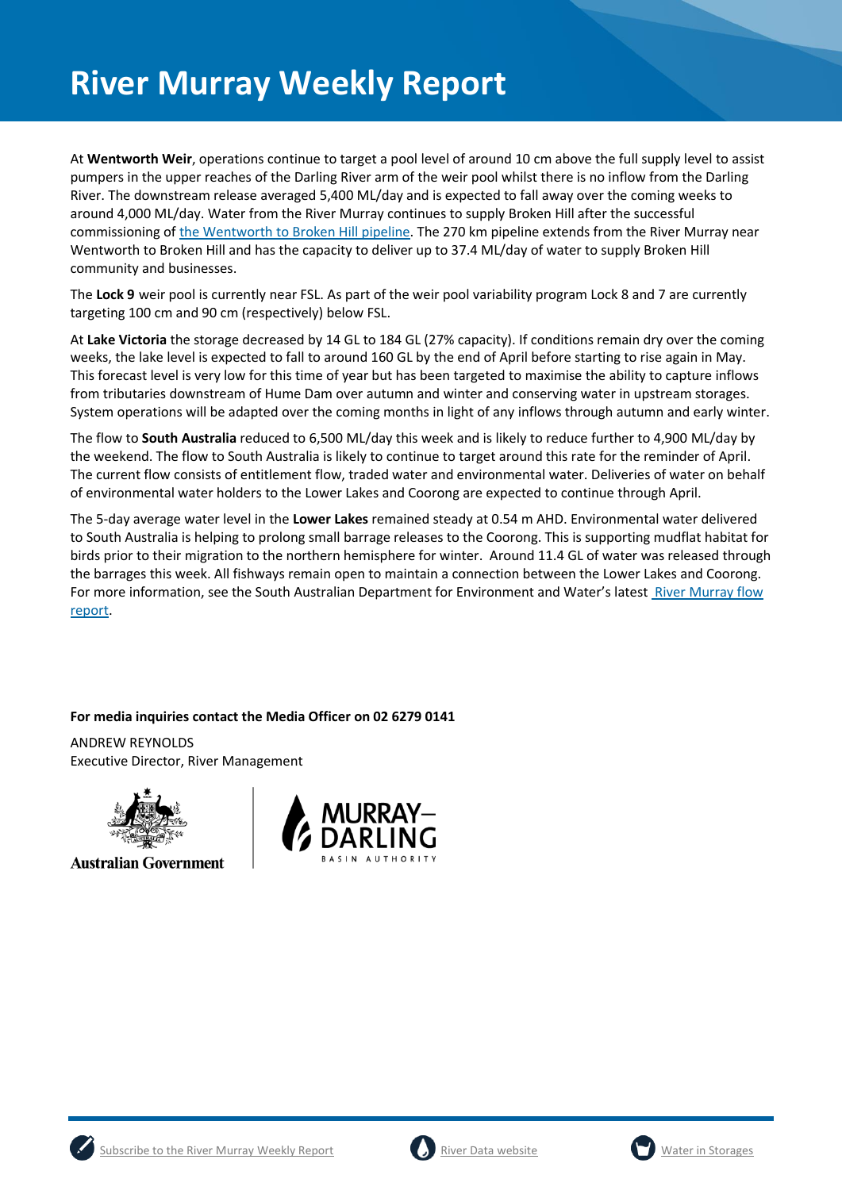# River Murray Weekly Report

At **Wentworth Weir**, operations continue to target a pool level of around 10 cm above the full supply level to assist pumpers in the upper reaches of the Darling River arm of the weir pool whilst there is no inflow from the Darling River. The downstream release averaged 5,400 ML/day and is expected to fall away over the coming weeks to around 4,000 ML/day. Water from the River Murray continues to supply Broken Hill after the successful commissioning of [the Wentworth to Broken Hill pipeline](). The 270 km pipeline extends from the River Murray near Wentworth to Broken Hill and has the capacity to deliver up to 37.4 ML/day of water to supply Broken Hill community and businesses.

The **Lock 9** weir pool is currently near FSL. As part of the weir pool variability program Lock 8 and 7 are currently targeting 100 cm and 90 cm (respectively) below FSL.

At **Lake Victoria** the storage decreased by 14 GL to 184 GL (27% capacity). If conditions remain dry over the coming weeks, the lake level is expected to fall to around 160 GL by the end of April before starting to rise again in May. This forecast level is very low for this time of year but has been targeted to maximise the ability to capture inflows from tributaries downstream of Hume Dam over autumn and winter and conserving water in upstream storages. System operations will be adapted over the coming months in light of any inflows through autumn and early winter.

The flow to **South Australia** reduced to 6,500 ML/day this week and is likely to reduce further to 4,900 ML/day by the weekend. The flow to South Australia is likely to continue to target around this rate for the reminder of April. The current flow consists of entitlement flow, traded water and environmental water. Deliveries of water on behalf of environmental water holders to the Lower Lakes and Coorong are expected to continue through April.

The 5-day average water level in the **Lower Lakes** remained steady at 0.54 m AHD. Environmental water delivered to South Australia is helping to prolong small barrage releases to the Coorong. This is supporting mudflat habitat for birds prior to their migration to the northern hemisphere for winter. Around 11.4 GL of water was released through the barrages this week. All fishways remain open to maintain a connection between the Lower Lakes and Coorong. For more information, see the South Australian Department for Environment and Water's latest [River Murray flow report]().

**For media inquiries contact the Media Officer on 02 6279 0141**

ANDREW REYNOLDS
Executive Director, River Management

Australian Government

MURRAY–DARLING BASIN AUTHORITY

[Subscribe to the River Murray Weekly Report]() [River Data website]() [Water in Storages]()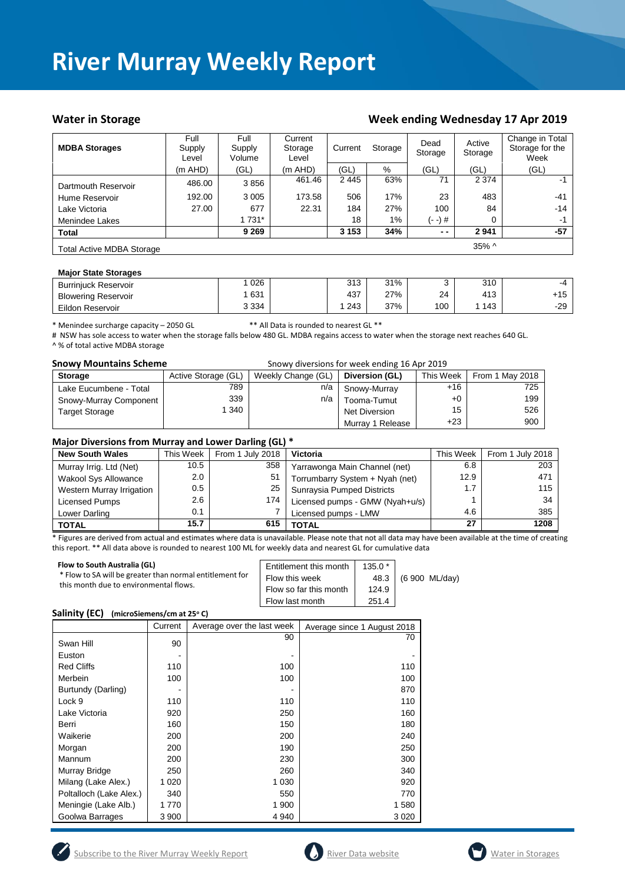# River Murray Weekly Report

## Water in Storage

## Week ending Wednesday 17 Apr 2019

| MDBA Storages | Full Supply Level | Full Supply Volume | Current Storage Level | Current | Storage | Dead Storage | Active Storage | Change in Total Storage for the Week |
|---|---|---|---|---|---|---|---|---|
| | (m AHD) | (GL) | (m AHD) | (GL) | % | (GL) | (GL) | (GL) |
| Dartmouth Reservoir | 486.00 | 3 856 | 461.46 | 2 445 | 63% | 71 | 2 374 | -1 |
| Hume Reservoir | 192.00 | 3 005 | 173.58 | 506 | 17% | 23 | 483 | -41 |
| Lake Victoria | 27.00 | 677 | 22.31 | 184 | 27% | 100 | 84 | -14 |
| Menindee Lakes | | 1 731* | | 18 | 1% | (- -) # | 0 | -1 |
| **Total** | | **9 269** | | **3 153** | **34%** | **- -** | **2 941** | **-57** |
| Total Active MDBA Storage | | | | | | | 35% ^ | |

**Major State Storages**

| | | | | | | | | |
|---|---|---|---|---|---|---|---|---|
| Burrinjuck Reservoir | | 1 026 | | 313 | 31% | 3 | 310 | -4 |
| Blowering Reservoir | | 1 631 | | 437 | 27% | 24 | 413 | +15 |
| Eildon Reservoir | | 3 334 | | 1 243 | 37% | 100 | 1 143 | -29 |

\* Menindee surcharge capacity – 2050 GL  ** All Data is rounded to nearest GL **

# NSW has sole access to water when the storage falls below 480 GL. MDBA regains access to water when the storage next reaches 640 GL.

^ % of total active MDBA storage

**Snowy Mountains Scheme**  Snowy diversions for week ending 16 Apr 2019

| Storage | Active Storage (GL) | Weekly Change (GL) | Diversion (GL) | This Week | From 1 May 2018 |
|---|---|---|---|---|---|
| Lake Eucumbene - Total | 789 | n/a | Snowy-Murray | +16 | 725 |
| Snowy-Murray Component | 339 | n/a | Tooma-Tumut | +0 | 199 |
| Target Storage | 1 340 | | Net Diversion | 15 | 526 |
| | | | Murray 1 Release | +23 | 900 |

**Major Diversions from Murray and Lower Darling (GL) \***

| New South Wales | This Week | From 1 July 2018 | Victoria | This Week | From 1 July 2018 |
|---|---|---|---|---|---|
| Murray Irrig. Ltd (Net) | 10.5 | 358 | Yarrawonga Main Channel (net) | 6.8 | 203 |
| Wakool Sys Allowance | 2.0 | 51 | Torrumbarry System + Nyah (net) | 12.9 | 471 |
| Western Murray Irrigation | 0.5 | 25 | Sunraysia Pumped Districts | 1.7 | 115 |
| Licensed Pumps | 2.6 | 174 | Licensed pumps - GMW (Nyah+u/s) | 1 | 34 |
| Lower Darling | 0.1 | 7 | Licensed pumps - LMW | 4.6 | 385 |
| **TOTAL** | **15.7** | **615** | **TOTAL** | **27** | **1208** |

\* Figures are derived from actual and estimates where data is unavailable. Please note that not all data may have been available at the time of creating this report. ** All data above is rounded to nearest 100 ML for weekly data and nearest GL for cumulative data

**Flow to South Australia (GL)**

\* Flow to SA will be greater than normal entitlement for this month due to environmental flows.

| | | |
|---|---|---|
| Entitlement this month | 135.0 * | |
| Flow this week | 48.3 | (6 900 ML/day) |
| Flow so far this month | 124.9 | |
| Flow last month | 251.4 | |

**Salinity (EC)** (microSiemens/cm at 25° C)

| | Current | Average over the last week | Average since 1 August 2018 |
|---|---|---|---|
| Swan Hill | 90 | 90 | 70 |
| Euston | - | - | - |
| Red Cliffs | 110 | 100 | 110 |
| Merbein | 100 | 100 | 100 |
| Burtundy (Darling) | - | - | 870 |
| Lock 9 | 110 | 110 | 110 |
| Lake Victoria | 920 | 250 | 160 |
| Berri | 160 | 150 | 180 |
| Waikerie | 200 | 200 | 240 |
| Morgan | 200 | 190 | 250 |
| Mannum | 200 | 230 | 300 |
| Murray Bridge | 250 | 260 | 340 |
| Milang (Lake Alex.) | 1 020 | 1 030 | 920 |
| Poltalloch (Lake Alex.) | 340 | 550 | 770 |
| Meningie (Lake Alb.) | 1 770 | 1 900 | 1 580 |
| Goolwa Barrages | 3 900 | 4 940 | 3 020 |

Subscribe to the River Murray Weekly Report  River Data website  Water in Storages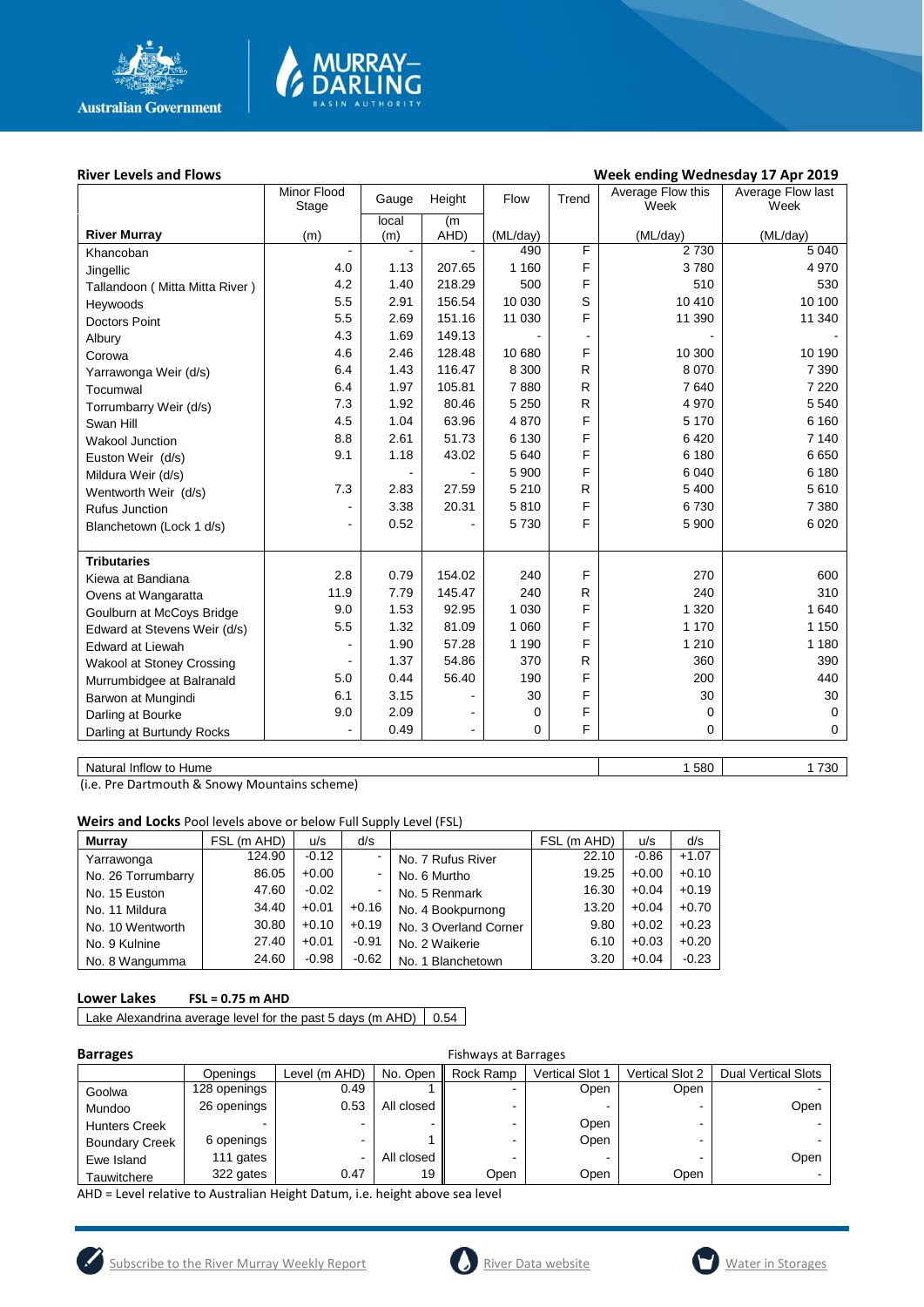## River Levels and Flows

**Week ending Wednesday 17 Apr 2019**

| River Murray | Minor Flood Stage (m) | Gauge local (m) | Height (m AHD) | Flow (ML/day) | Trend | Average Flow this Week (ML/day) | Average Flow last Week (ML/day) |
|---|---|---|---|---|---|---|---|
| Khancoban | - | - | - | 490 | F | 2 730 | 5 040 |
| Jingellic | 4.0 | 1.13 | 207.65 | 1 160 | F | 3 780 | 4 970 |
| Tallandoon ( Mitta Mitta River ) | 4.2 | 1.40 | 218.29 | 500 | F | 510 | 530 |
| Heywoods | 5.5 | 2.91 | 156.54 | 10 030 | S | 10 410 | 10 100 |
| Doctors Point | 5.5 | 2.69 | 151.16 | 11 030 | F | 11 390 | 11 340 |
| Albury | 4.3 | 1.69 | 149.13 | - | - | - | - |
| Corowa | 4.6 | 2.46 | 128.48 | 10 680 | F | 10 300 | 10 190 |
| Yarrawonga Weir (d/s) | 6.4 | 1.43 | 116.47 | 8 300 | R | 8 070 | 7 390 |
| Tocumwal | 6.4 | 1.97 | 105.81 | 7 880 | R | 7 640 | 7 220 |
| Torrumbarry Weir (d/s) | 7.3 | 1.92 | 80.46 | 5 250 | R | 4 970 | 5 540 |
| Swan Hill | 4.5 | 1.04 | 63.96 | 4 870 | F | 5 170 | 6 160 |
| Wakool Junction | 8.8 | 2.61 | 51.73 | 6 130 | F | 6 420 | 7 140 |
| Euston Weir (d/s) | 9.1 | 1.18 | 43.02 | 5 640 | F | 6 180 | 6 650 |
| Mildura Weir (d/s) | | - | - | 5 900 | F | 6 040 | 6 180 |
| Wentworth Weir (d/s) | 7.3 | 2.83 | 27.59 | 5 210 | R | 5 400 | 5 610 |
| Rufus Junction | - | 3.38 | 20.31 | 5 810 | F | 6 730 | 7 380 |
| Blanchetown (Lock 1 d/s) | - | 0.52 | - | 5 730 | F | 5 900 | 6 020 |
| **Tributaries** | | | | | | | |
| Kiewa at Bandiana | 2.8 | 0.79 | 154.02 | 240 | F | 270 | 600 |
| Ovens at Wangaratta | 11.9 | 7.79 | 145.47 | 240 | R | 240 | 310 |
| Goulburn at McCoys Bridge | 9.0 | 1.53 | 92.95 | 1 030 | F | 1 320 | 1 640 |
| Edward at Stevens Weir (d/s) | 5.5 | 1.32 | 81.09 | 1 060 | F | 1 170 | 1 150 |
| Edward at Liewah | - | 1.90 | 57.28 | 1 190 | F | 1 210 | 1 180 |
| Wakool at Stoney Crossing | - | 1.37 | 54.86 | 370 | R | 360 | 390 |
| Murrumbidgee at Balranald | 5.0 | 0.44 | 56.40 | 190 | F | 200 | 440 |
| Barwon at Mungindi | 6.1 | 3.15 | - | 30 | F | 30 | 30 |
| Darling at Bourke | 9.0 | 2.09 | - | 0 | F | 0 | 0 |
| Darling at Burtundy Rocks | - | 0.49 | - | 0 | F | 0 | 0 |
| Natural Inflow to Hume | | | | | | 1 580 | 1 730 |

(i.e. Pre Dartmouth & Snowy Mountains scheme)

**Weirs and Locks** Pool levels above or below Full Supply Level (FSL)

| Murray | FSL (m AHD) | u/s | d/s | | FSL (m AHD) | u/s | d/s |
|---|---|---|---|---|---|---|---|
| Yarrawonga | 124.90 | -0.12 | - | No. 7 Rufus River | 22.10 | -0.86 | +1.07 |
| No. 26 Torrumbarry | 86.05 | +0.00 | - | No. 6 Murtho | 19.25 | +0.00 | +0.10 |
| No. 15 Euston | 47.60 | -0.02 | - | No. 5 Renmark | 16.30 | +0.04 | +0.19 |
| No. 11 Mildura | 34.40 | +0.01 | +0.16 | No. 4 Bookpurnong | 13.20 | +0.04 | +0.70 |
| No. 10 Wentworth | 30.80 | +0.10 | +0.19 | No. 3 Overland Corner | 9.80 | +0.02 | +0.23 |
| No. 9 Kulnine | 27.40 | +0.01 | -0.91 | No. 2 Waikerie | 6.10 | +0.03 | +0.20 |
| No. 8 Wangumma | 24.60 | -0.98 | -0.62 | No. 1 Blanchetown | 3.20 | +0.04 | -0.23 |

**Lower Lakes** **FSL = 0.75 m AHD**

| Lake Alexandrina average level for the past 5 days (m AHD) | 0.54 |
|---|---|

**Barrages** Fishways at Barrages

| | Openings | Level (m AHD) | No. Open | Rock Ramp | Vertical Slot 1 | Vertical Slot 2 | Dual Vertical Slots |
|---|---|---|---|---|---|---|---|
| Goolwa | 128 openings | 0.49 | 1 | - | Open | Open | - |
| Mundoo | 26 openings | 0.53 | All closed | - | - | - | Open |
| Hunters Creek | - | - | - | - | Open | - | - |
| Boundary Creek | 6 openings | - | 1 | - | Open | - | - |
| Ewe Island | 111 gates | - | All closed | - | - | - | Open |
| Tauwitchere | 322 gates | 0.47 | 19 | Open | Open | Open | - |

AHD = Level relative to Australian Height Datum, i.e. height above sea level

Subscribe to the River Murray Weekly Report | River Data website | Water in Storages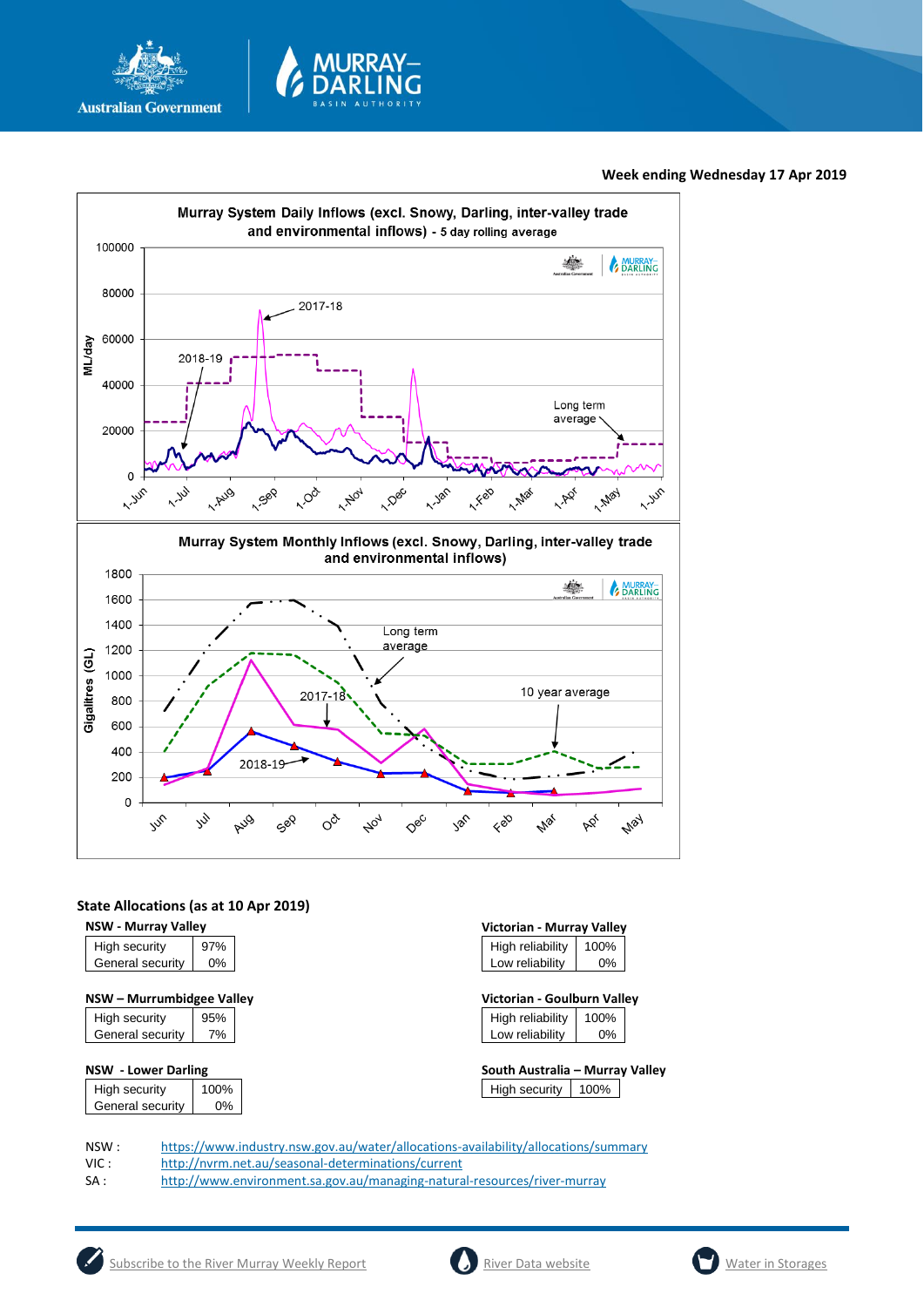Week ending Wednesday 17 Apr 2019

Murray System Daily Inflows (excl. Snowy, Darling, inter-valley trade and environmental inflows) - 5 day rolling average

ML/day

100000
80000
60000
40000
20000
0

2017-18
2018-19
Long term average

1-Jun 1-Jul 1-Aug 1-Sep 1-Oct 1-Nov 1-Dec 1-Jan 1-Feb 1-Mar 1-Apr 1-May 1-Jun

Murray System Monthly Inflows (excl. Snowy, Darling, inter-valley trade and environmental inflows)

Gigalitres (GL)

1800
1600
1400
1200
1000
800
600
400
200
0

Long term average
2017-18
10 year average
2018-19

Jun Jul Aug Sep Oct Nov Dec Jan Feb Mar Apr May

## State Allocations (as at 10 Apr 2019)

**NSW - Murray Valley**

| | |
|---|---|
| High security | 97% |
| General security | 0% |

**NSW – Murrumbidgee Valley**

| | |
|---|---|
| High security | 95% |
| General security | 7% |

**NSW - Lower Darling**

| | |
|---|---|
| High security | 100% |
| General security | 0% |

**Victorian - Murray Valley**

| | |
|---|---|
| High reliability | 100% |
| Low reliability | 0% |

**Victorian - Goulburn Valley**

| | |
|---|---|
| High reliability | 100% |
| Low reliability | 0% |

**South Australia – Murray Valley**

| | |
|---|---|
| High security | 100% |

NSW : https://www.industry.nsw.gov.au/water/allocations-availability/allocations/summary
VIC : http://nvrm.net.au/seasonal-determinations/current
SA : http://www.environment.sa.gov.au/managing-natural-resources/river-murray

Subscribe to the River Murray Weekly Report | River Data website | Water in Storages